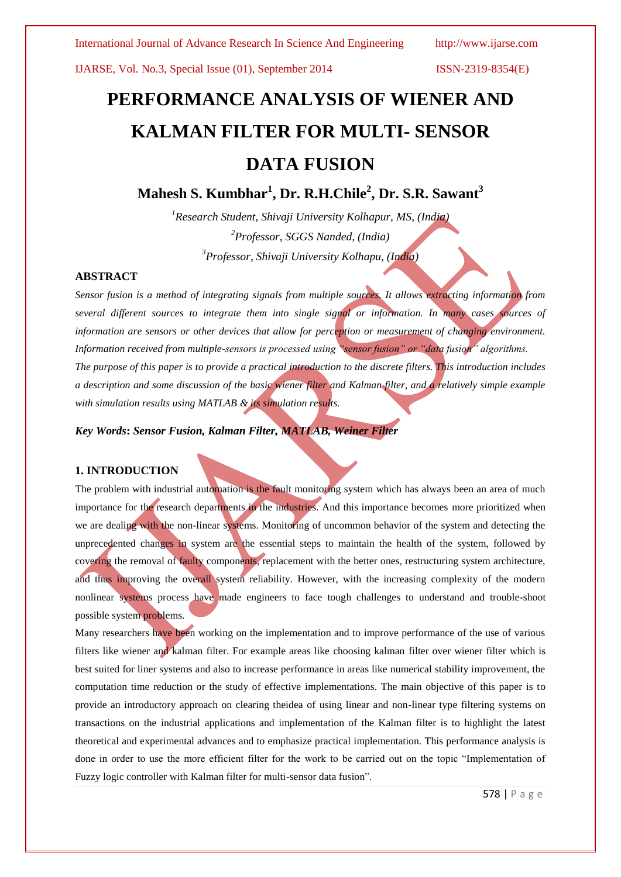# PERFORMANCE ANALYSIS OF WIENER AND KALMAN FILTER FOR MULTI- SENSOR DATA FUSION

**Mahesh S. Kumbhar[1], Dr. R.H.Chile[2], Dr. S.R. Sawant[3]**

*[1]Research Student, Shivaji University Kolhapur, MS, (India)*

*[2]Professor, SGGS Nanded, (India)*

*[3]Professor, Shivaji University Kolhapu, (India)*

## ABSTRACT

*Sensor fusion is a method of integrating signals from multiple sources. It allows extracting information from several different sources to integrate them into single signal or information. In many cases sources of information are sensors or other devices that allow for perception or measurement of changing environment. Information received from multiple-sensors is processed using "sensor fusion" or "data fusion" algorithms.*

*The purpose of this paper is to provide a practical introduction to the discrete filters. This introduction includes a description and some discussion of the basic wiener filter and Kalman filter, and a relatively simple example with simulation results using MATLAB & its simulation results.*

***Key Words*: *Sensor Fusion, Kalman Filter, MATLAB, Weiner Filter***

## 1. INTRODUCTION

The problem with industrial automation is the fault monitoring system which has always been an area of much importance for the research departments in the industries. And this importance becomes more prioritized when we are dealing with the non-linear systems. Monitoring of uncommon behavior of the system and detecting the unprecedented changes in system are the essential steps to maintain the health of the system, followed by covering the removal of faulty components, replacement with the better ones, restructuring system architecture, and thus improving the overall system reliability. However, with the increasing complexity of the modern nonlinear systems process have made engineers to face tough challenges to understand and trouble-shoot possible system problems.

Many researchers have been working on the implementation and to improve performance of the use of various filters like wiener and kalman filter. For example areas like choosing kalman filter over wiener filter which is best suited for liner systems and also to increase performance in areas like numerical stability improvement, the computation time reduction or the study of effective implementations. The main objective of this paper is to provide an introductory approach on clearing theidea of using linear and non-linear type filtering systems on transactions on the industrial applications and implementation of the Kalman filter is to highlight the latest theoretical and experimental advances and to emphasize practical implementation. This performance analysis is done in order to use the more efficient filter for the work to be carried out on the topic "Implementation of Fuzzy logic controller with Kalman filter for multi-sensor data fusion".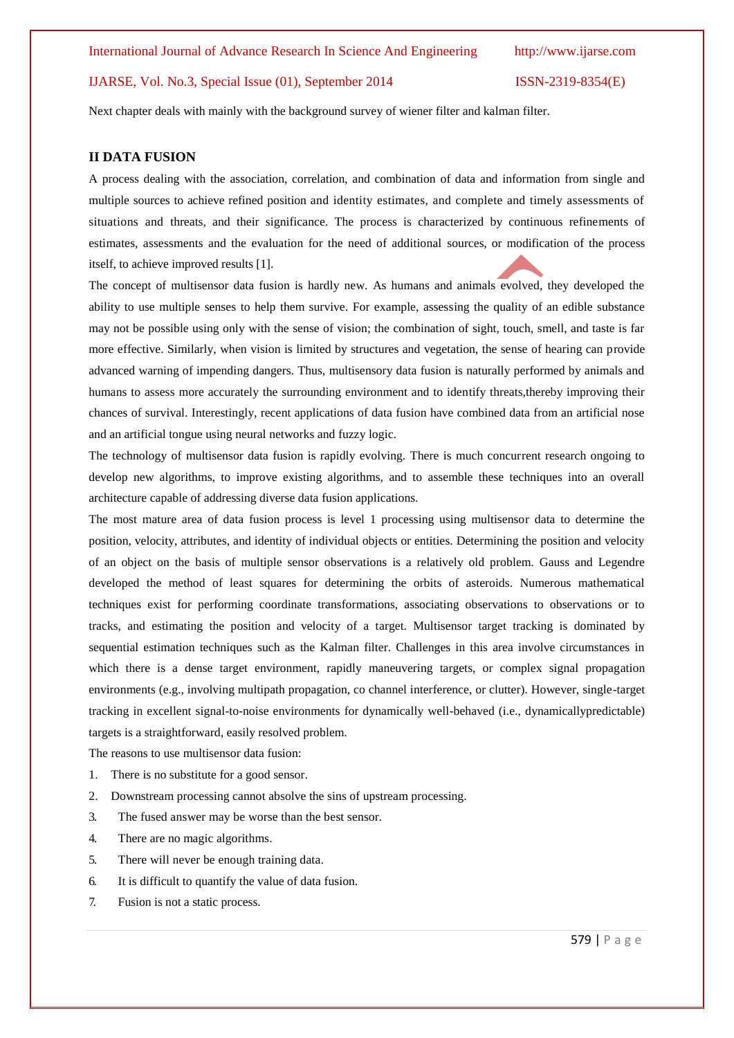Next chapter deals with mainly with the background survey of wiener filter and kalman filter.

## II DATA FUSION

A process dealing with the association, correlation, and combination of data and information from single and multiple sources to achieve refined position and identity estimates, and complete and timely assessments of situations and threats, and their significance. The process is characterized by continuous refinements of estimates, assessments and the evaluation for the need of additional sources, or modification of the process itself, to achieve improved results [1].

The concept of multisensor data fusion is hardly new. As humans and animals evolved, they developed the ability to use multiple senses to help them survive. For example, assessing the quality of an edible substance may not be possible using only with the sense of vision; the combination of sight, touch, smell, and taste is far more effective. Similarly, when vision is limited by structures and vegetation, the sense of hearing can provide advanced warning of impending dangers. Thus, multisensory data fusion is naturally performed by animals and humans to assess more accurately the surrounding environment and to identify threats,thereby improving their chances of survival. Interestingly, recent applications of data fusion have combined data from an artificial nose and an artificial tongue using neural networks and fuzzy logic.

The technology of multisensor data fusion is rapidly evolving. There is much concurrent research ongoing to develop new algorithms, to improve existing algorithms, and to assemble these techniques into an overall architecture capable of addressing diverse data fusion applications.

The most mature area of data fusion process is level 1 processing using multisensor data to determine the position, velocity, attributes, and identity of individual objects or entities. Determining the position and velocity of an object on the basis of multiple sensor observations is a relatively old problem. Gauss and Legendre developed the method of least squares for determining the orbits of asteroids. Numerous mathematical techniques exist for performing coordinate transformations, associating observations to observations or to tracks, and estimating the position and velocity of a target. Multisensor target tracking is dominated by sequential estimation techniques such as the Kalman filter. Challenges in this area involve circumstances in which there is a dense target environment, rapidly maneuvering targets, or complex signal propagation environments (e.g., involving multipath propagation, co channel interference, or clutter). However, single-target tracking in excellent signal-to-noise environments for dynamically well-behaved (i.e., dynamicallypredictable) targets is a straightforward, easily resolved problem.

The reasons to use multisensor data fusion:

1. There is no substitute for a good sensor.
2. Downstream processing cannot absolve the sins of upstream processing.
3. The fused answer may be worse than the best sensor.
4. There are no magic algorithms.
5. There will never be enough training data.
6. It is difficult to quantify the value of data fusion.
7. Fusion is not a static process.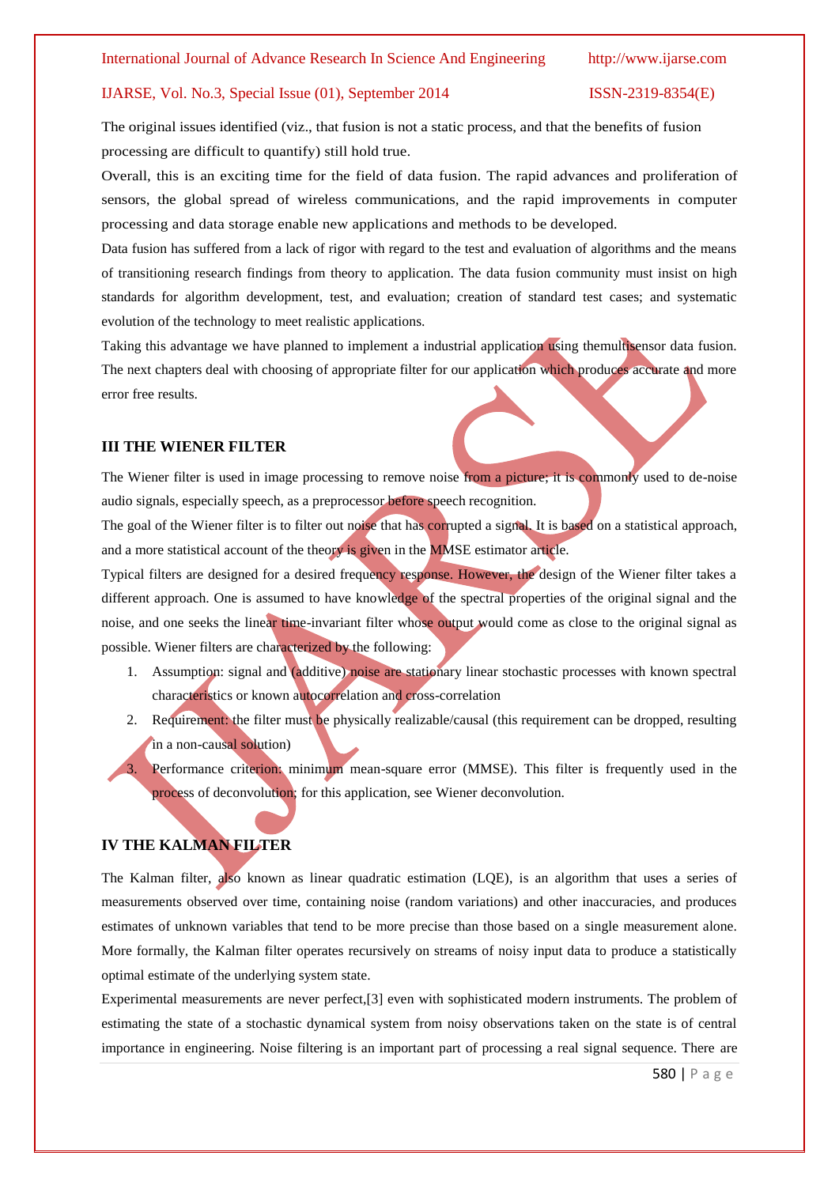The original issues identified (viz., that fusion is not a static process, and that the benefits of fusion processing are difficult to quantify) still hold true.

Overall, this is an exciting time for the field of data fusion. The rapid advances and proliferation of sensors, the global spread of wireless communications, and the rapid improvements in computer processing and data storage enable new applications and methods to be developed.

Data fusion has suffered from a lack of rigor with regard to the test and evaluation of algorithms and the means of transitioning research findings from theory to application. The data fusion community must insist on high standards for algorithm development, test, and evaluation; creation of standard test cases; and systematic evolution of the technology to meet realistic applications.

Taking this advantage we have planned to implement a industrial application using themultisensor data fusion. The next chapters deal with choosing of appropriate filter for our application which produces accurate and more error free results.

## III THE WIENER FILTER

The Wiener filter is used in image processing to remove noise from a picture; it is commonly used to de-noise audio signals, especially speech, as a preprocessor before speech recognition.

The goal of the Wiener filter is to filter out noise that has corrupted a signal. It is based on a statistical approach, and a more statistical account of the theory is given in the MMSE estimator article.

Typical filters are designed for a desired frequency response. However, the design of the Wiener filter takes a different approach. One is assumed to have knowledge of the spectral properties of the original signal and the noise, and one seeks the linear time-invariant filter whose output would come as close to the original signal as possible. Wiener filters are characterized by the following:

1. Assumption: signal and (additive) noise are stationary linear stochastic processes with known spectral characteristics or known autocorrelation and cross-correlation
2. Requirement: the filter must be physically realizable/causal (this requirement can be dropped, resulting in a non-causal solution)
3. Performance criterion: minimum mean-square error (MMSE). This filter is frequently used in the process of deconvolution; for this application, see Wiener deconvolution.

## IV THE KALMAN FILTER

The Kalman filter, also known as linear quadratic estimation (LQE), is an algorithm that uses a series of measurements observed over time, containing noise (random variations) and other inaccuracies, and produces estimates of unknown variables that tend to be more precise than those based on a single measurement alone. More formally, the Kalman filter operates recursively on streams of noisy input data to produce a statistically optimal estimate of the underlying system state.

Experimental measurements are never perfect,[3] even with sophisticated modern instruments. The problem of estimating the state of a stochastic dynamical system from noisy observations taken on the state is of central importance in engineering. Noise filtering is an important part of processing a real signal sequence. There are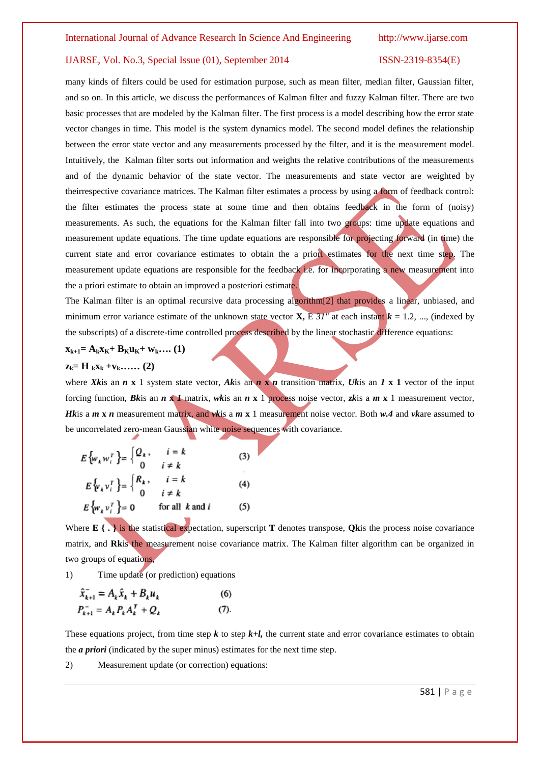many kinds of filters could be used for estimation purpose, such as mean filter, median filter, Gaussian filter, and so on. In this article, we discuss the performances of Kalman filter and fuzzy Kalman filter. There are two basic processes that are modeled by the Kalman filter. The first process is a model describing how the error state vector changes in time. This model is the system dynamics model. The second model defines the relationship between the error state vector and any measurements processed by the filter, and it is the measurement model. Intuitively, the Kalman filter sorts out information and weights the relative contributions of the measurements and of the dynamic behavior of the state vector. The measurements and state vector are weighted by theirrespective covariance matrices. The Kalman filter estimates a process by using a form of feedback control: the filter estimates the process state at some time and then obtains feedback in the form of (noisy) measurements. As such, the equations for the Kalman filter fall into two groups: time update equations and measurement update equations. The time update equations are responsible for projecting forward (in time) the current state and error covariance estimates to obtain the a priori estimates for the next time step. The measurement update equations are responsible for the feedback i.e. for incorporating a new measurement into the a priori estimate to obtain an improved a posteriori estimate.

The Kalman filter is an optimal recursive data processing algorithm[2] that provides a linear, unbiased, and minimum error variance estimate of the unknown state vector **X,** E *31"* at each instant $k$ = 1.2, ..., (indexed by the subscripts) of a discrete-time controlled process described by the linear stochastic difference equations:

**$x_{k+1} = A_k x_K + B_K u_K + w_k$…. (1)**

**$z_k = H_k x_k + v_k$…… (2)**

where $Xk$is an $n$ **x** 1 system state vector, $Ak$is an $n \times n$ transition matrix, $Uk$is an $1 \times 1$ vector of the input forcing function, $Bk$is an $n \times 1$ matrix, $wk$is an $n$ **x** 1 process noise vector, $zk$is a $m$ **x** 1 measurement vector, $Hk$is a $m \times n$ measurement matrix, and $vk$is a $m$ **x** 1 measurement noise vector. Both $w.4$ and $vk$are assumed to be uncorrelated zero-mean Gaussian white noise sequences with covariance.

$$E\{w_k w_i^T\} = \begin{cases} Q_k, & i = k \\ 0 & i \neq k \end{cases} \qquad (3)$$

$$E\{v_k v_i^T\} = \begin{cases} R_k, & i = k \\ 0 & i \neq k \end{cases} \qquad (4)$$

$$E\{w_k v_i^T\} = 0 \qquad \text{for all } k \text{ and } i \qquad (5)$$

Where **E { . }** is the statistical expectation, superscript **T** denotes transpose, **Qk**is the process noise covariance matrix, and **Rk**is the measurement noise covariance matrix. The Kalman filter algorithm can be organized in two groups of equations,

1) Time update (or prediction) equations

$$\hat{x}_{k+1}^- = A_k \hat{x}_k + B_k u_k \qquad (6)$$

$$P_{k+1}^- = A_k P_k A_k^T + Q_k \qquad (7).$$

These equations project, from time step $k$ to step $k+l$, the current state and error covariance estimates to obtain the ***a priori*** (indicated by the super minus) estimates for the next time step.

2) Measurement update (or correction) equations: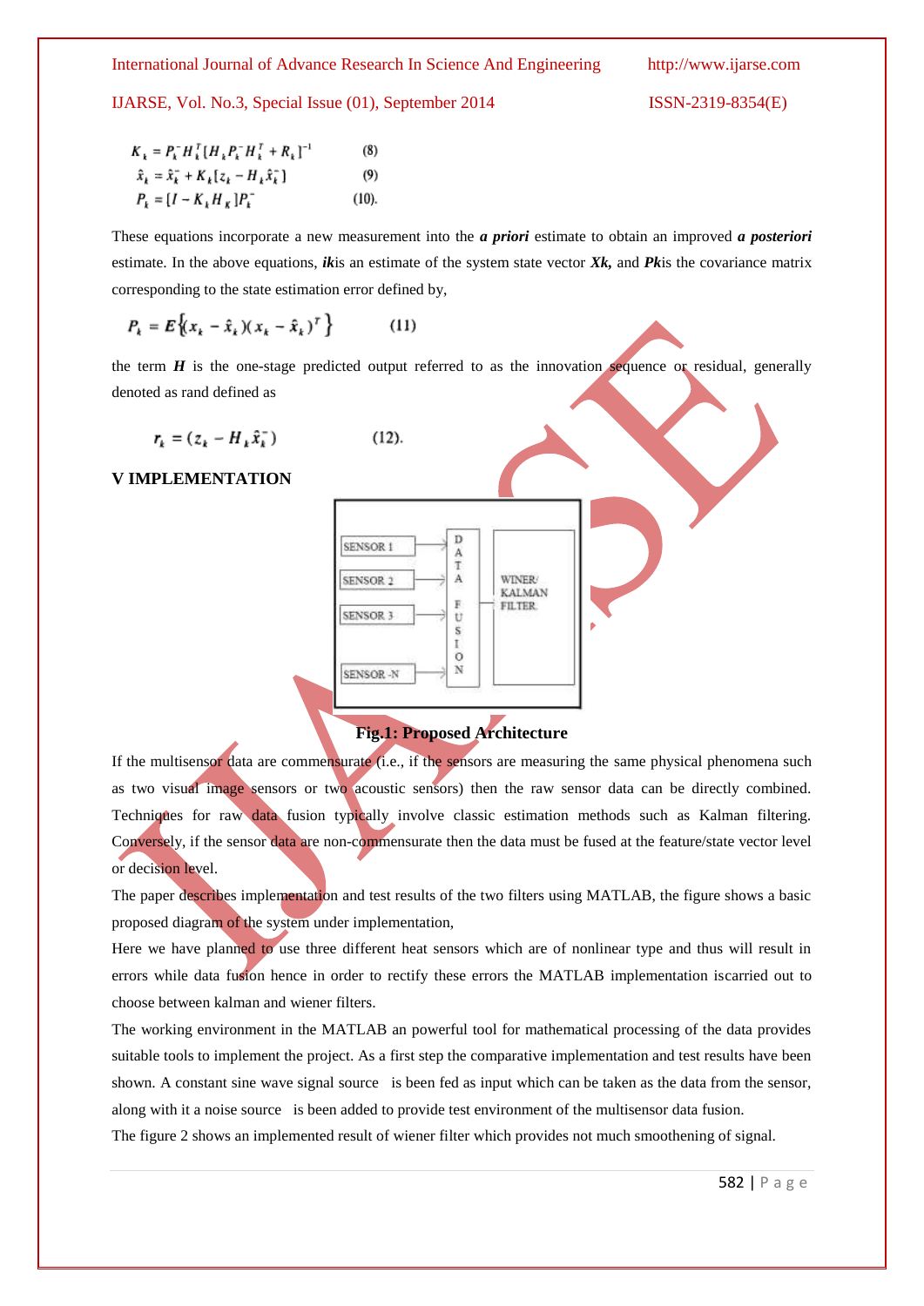$$K_k = P_k^- H_k^T [H_k P_k^- H_k^T + R_k]^{-1} \qquad (8)$$

$$\hat{x}_k = \hat{x}_k^- + K_k [z_k - H_k \hat{x}_k^-] \qquad (9)$$

$$P_k = [I - K_k H_K] P_k^- \qquad (10).$$

These equations incorporate a new measurement into the ***a priori*** estimate to obtain an improved ***a posteriori*** estimate. In the above equations, ***ik***is an estimate of the system state vector ***Xk,*** and ***Pk***is the covariance matrix corresponding to the state estimation error defined by,

$$P_k = E\left\{(x_k - \hat{x}_k)(x_k - \hat{x}_k)^T\right\} \qquad (11)$$

the term ***H*** is the one-stage predicted output referred to as the innovation sequence or residual, generally denoted as rand defined as

$$r_k = (z_k - H_k \hat{x}_k^-) \qquad (12).$$

## V IMPLEMENTATION

| SENSOR 1 | DATA FUSION | WINER/ KALMAN FILTER |
|---|---|---|
| SENSOR 2 | | |
| SENSOR 3 | | |
| SENSOR -N | | |

**Fig.1: Proposed Architecture**

If the multisensor data are commensurate (i.e., if the sensors are measuring the same physical phenomena such as two visual image sensors or two acoustic sensors) then the raw sensor data can be directly combined. Techniques for raw data fusion typically involve classic estimation methods such as Kalman filtering. Conversely, if the sensor data are non-commensurate then the data must be fused at the feature/state vector level or decision level.

The paper describes implementation and test results of the two filters using MATLAB, the figure shows a basic proposed diagram of the system under implementation,

Here we have planned to use three different heat sensors which are of nonlinear type and thus will result in errors while data fusion hence in order to rectify these errors the MATLAB implementation iscarried out to choose between kalman and wiener filters.

The working environment in the MATLAB an powerful tool for mathematical processing of the data provides suitable tools to implement the project. As a first step the comparative implementation and test results have been shown. A constant sine wave signal source  is been fed as input which can be taken as the data from the sensor, along with it a noise source  is been added to provide test environment of the multisensor data fusion.

The figure 2 shows an implemented result of wiener filter which provides not much smoothening of signal.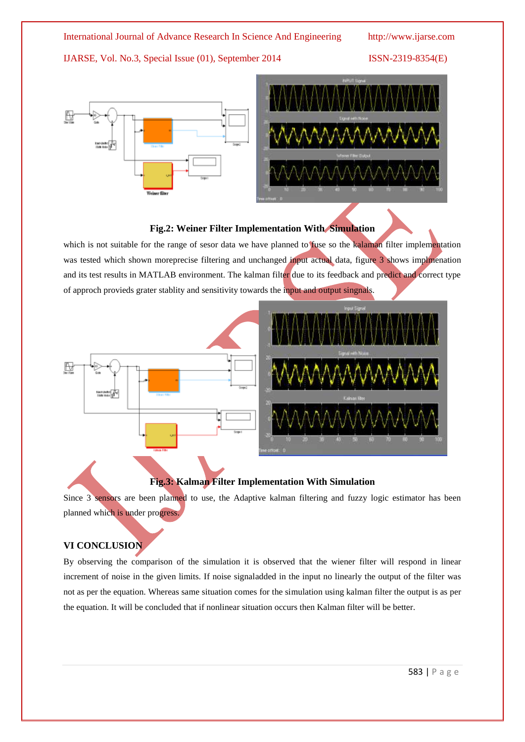**Fig.2: Weiner Filter Implementation With Simulation**

which is not suitable for the range of sesor data we have planned to fuse so the kalaman filter implementation was tested which shown moreprecise filtering and unchanged input actual data, figure 3 shows implmenation and its test results in MATLAB environment. The kalman filter due to its feedback and predict and correct type of approch provieds grater stablity and sensitivity towards the input and output singnals.

**Fig.3: Kalman Filter Implementation With Simulation**

Since 3 sensors are been planned to use, the Adaptive kalman filtering and fuzzy logic estimator has been planned which is under progress.

## VI CONCLUSION

By observing the comparison of the simulation it is observed that the wiener filter will respond in linear increment of noise in the given limits. If noise signaladded in the input no linearly the output of the filter was not as per the equation. Whereas same situation comes for the simulation using kalman filter the output is as per the equation. It will be concluded that if nonlinear situation occurs then Kalman filter will be better.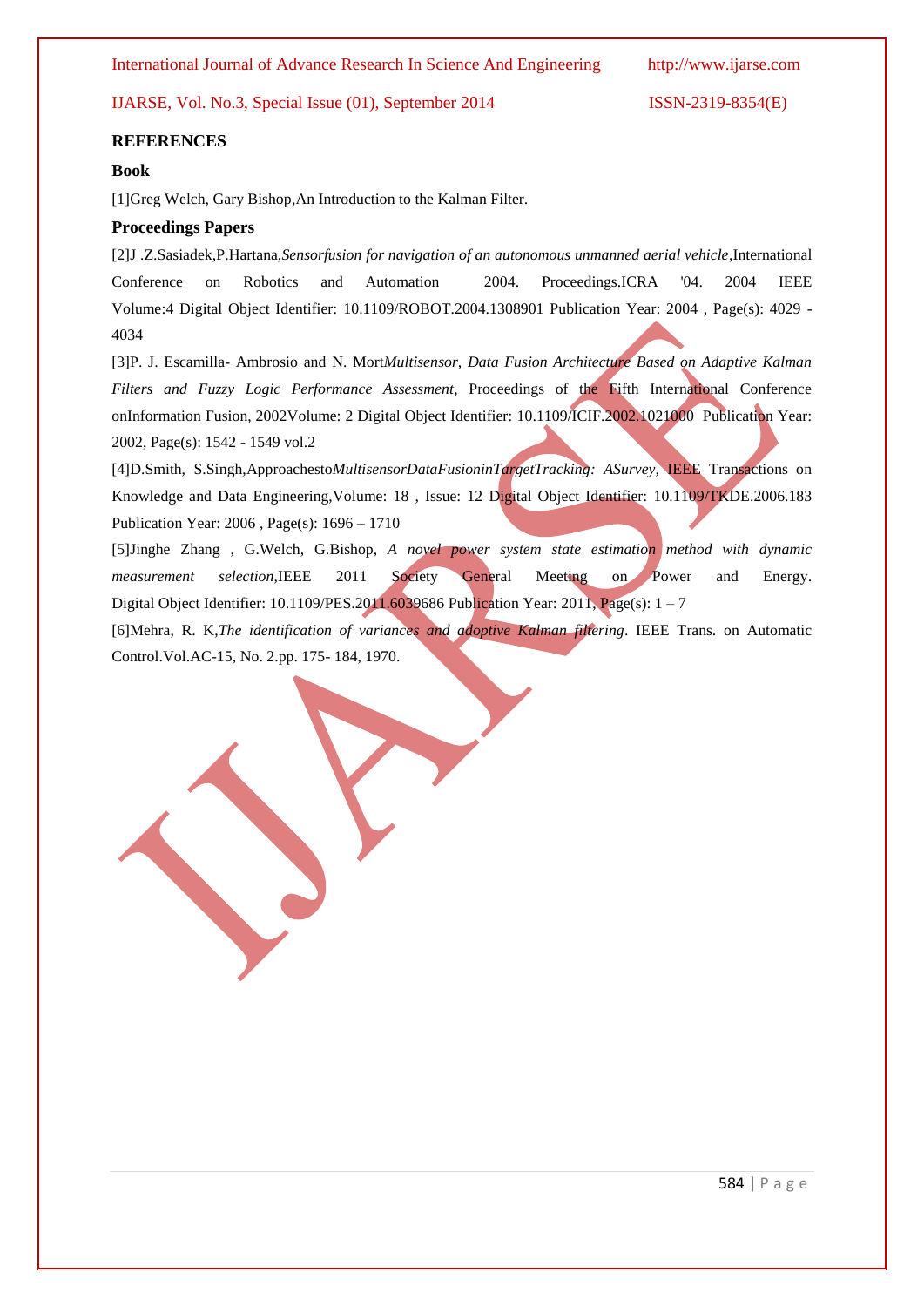## REFERENCES

### Book

[1]Greg Welch, Gary Bishop,An Introduction to the Kalman Filter.

### Proceedings Papers

[2]J .Z.Sasiadek,P.Hartana,*Sensorfusion for navigation of an autonomous unmanned aerial vehicle*,International Conference on Robotics and Automation 2004. Proceedings.ICRA '04. 2004 IEEE Volume:4 Digital Object Identifier: 10.1109/ROBOT.2004.1308901 Publication Year: 2004 , Page(s): 4029 - 4034

[3]P. J. Escamilla- Ambrosio and N. Mort*Multisensor, Data Fusion Architecture Based on Adaptive Kalman Filters and Fuzzy Logic Performance Assessment*, Proceedings of the Fifth International Conference onInformation Fusion, 2002Volume: 2 Digital Object Identifier: 10.1109/ICIF.2002.1021000 Publication Year: 2002, Page(s): 1542 - 1549 vol.2

[4]D.Smith, S.Singh,Approachesto*MultisensorDataFusioninTargetTracking: ASurvey*, IEEE Transactions on Knowledge and Data Engineering,Volume: 18 , Issue: 12 Digital Object Identifier: 10.1109/TKDE.2006.183 Publication Year: 2006 , Page(s): 1696 – 1710

[5]Jinghe Zhang , G.Welch, G.Bishop, *A novel power system state estimation method with dynamic measurement selection*,IEEE 2011 Society General Meeting on Power and Energy. Digital Object Identifier: 10.1109/PES.2011.6039686 Publication Year: 2011, Page(s): 1 – 7

[6]Mehra, R. K,*The identification of variances and adoptive Kalman filtering*. IEEE Trans. on Automatic Control.Vol.AC-15, No. 2.pp. 175- 184, 1970.